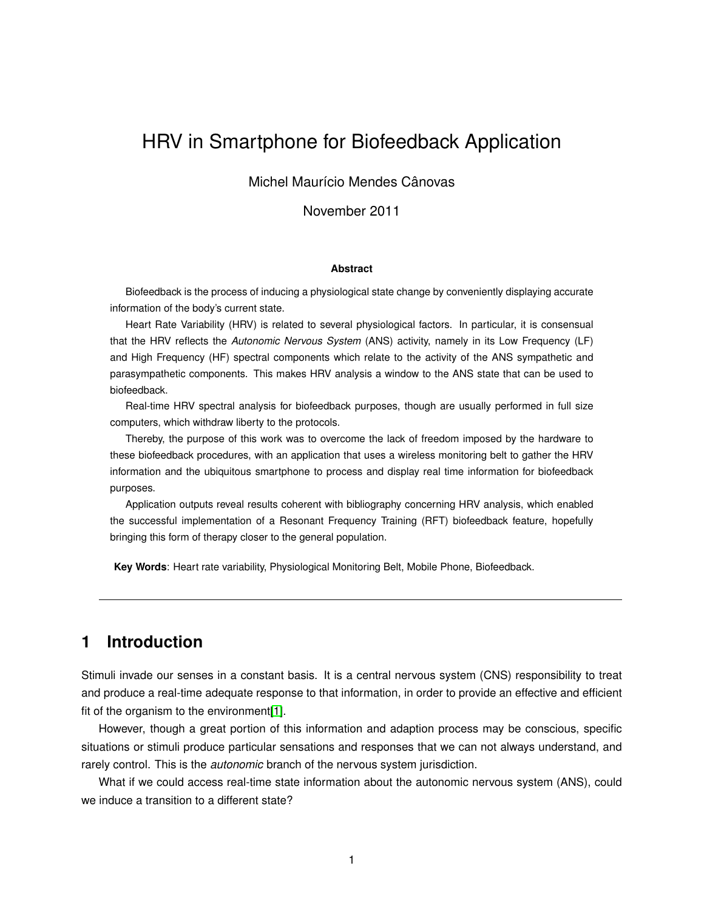# HRV in Smartphone for Biofeedback Application

Michel Maurício Mendes Cânovas

November 2011

**Abstract**

Biofeedback is the process of inducing a physiological state change by conveniently displaying accurate information of the body's current state.

Heart Rate Variability (HRV) is related to several physiological factors. In particular, it is consensual that the HRV reflects the *Autonomic Nervous System* (ANS) activity, namely in its Low Frequency (LF) and High Frequency (HF) spectral components which relate to the activity of the ANS sympathetic and parasympathetic components. This makes HRV analysis a window to the ANS state that can be used to biofeedback.

Real-time HRV spectral analysis for biofeedback purposes, though are usually performed in full size computers, which withdraw liberty to the protocols.

Thereby, the purpose of this work was to overcome the lack of freedom imposed by the hardware to these biofeedback procedures, with an application that uses a wireless monitoring belt to gather the HRV information and the ubiquitous smartphone to process and display real time information for biofeedback purposes.

Application outputs reveal results coherent with bibliography concerning HRV analysis, which enabled the successful implementation of a Resonant Frequency Training (RFT) biofeedback feature, hopefully bringing this form of therapy closer to the general population.

**Key Words**: Heart rate variability, Physiological Monitoring Belt, Mobile Phone, Biofeedback.

---

## 1 Introduction

Stimuli invade our senses in a constant basis. It is a central nervous system (CNS) responsibility to treat and produce a real-time adequate response to that information, in order to provide an effective and efficient fit of the organism to the environment[1].

However, though a great portion of this information and adaption process may be conscious, specific situations or stimuli produce particular sensations and responses that we can not always understand, and rarely control. This is the *autonomic* branch of the nervous system jurisdiction.

What if we could access real-time state information about the autonomic nervous system (ANS), could we induce a transition to a different state?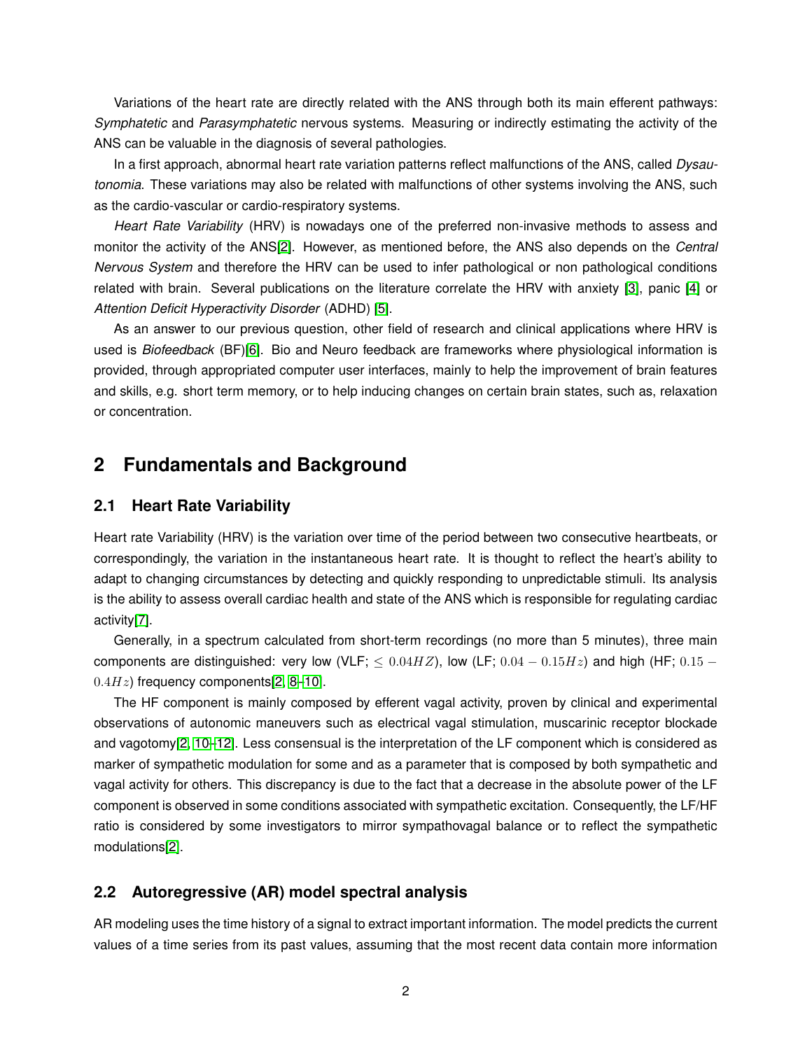Variations of the heart rate are directly related with the ANS through both its main efferent pathways: *Symphatetic* and *Parasymphatetic* nervous systems. Measuring or indirectly estimating the activity of the ANS can be valuable in the diagnosis of several pathologies.

In a first approach, abnormal heart rate variation patterns reflect malfunctions of the ANS, called *Dysautonomia*. These variations may also be related with malfunctions of other systems involving the ANS, such as the cardio-vascular or cardio-respiratory systems.

*Heart Rate Variability* (HRV) is nowadays one of the preferred non-invasive methods to assess and monitor the activity of the ANS[2]. However, as mentioned before, the ANS also depends on the *Central Nervous System* and therefore the HRV can be used to infer pathological or non pathological conditions related with brain. Several publications on the literature correlate the HRV with anxiety [3], panic [4] or *Attention Deficit Hyperactivity Disorder* (ADHD) [5].

As an answer to our previous question, other field of research and clinical applications where HRV is used is *Biofeedback* (BF)[6]. Bio and Neuro feedback are frameworks where physiological information is provided, through appropriated computer user interfaces, mainly to help the improvement of brain features and skills, e.g. short term memory, or to help inducing changes on certain brain states, such as, relaxation or concentration.

## 2 Fundamentals and Background

### 2.1 Heart Rate Variability

Heart rate Variability (HRV) is the variation over time of the period between two consecutive heartbeats, or correspondingly, the variation in the instantaneous heart rate. It is thought to reflect the heart's ability to adapt to changing circumstances by detecting and quickly responding to unpredictable stimuli. Its analysis is the ability to assess overall cardiac health and state of the ANS which is responsible for regulating cardiac activity[7].

Generally, in a spectrum calculated from short-term recordings (no more than 5 minutes), three main components are distinguished: very low (VLF; $\leq 0.04HZ$), low (LF; $0.04 - 0.15Hz$) and high (HF; $0.15 - 0.4Hz$) frequency components[2, 8–10].

The HF component is mainly composed by efferent vagal activity, proven by clinical and experimental observations of autonomic maneuvers such as electrical vagal stimulation, muscarinic receptor blockade and vagotomy[2, 10–12]. Less consensual is the interpretation of the LF component which is considered as marker of sympathetic modulation for some and as a parameter that is composed by both sympathetic and vagal activity for others. This discrepancy is due to the fact that a decrease in the absolute power of the LF component is observed in some conditions associated with sympathetic excitation. Consequently, the LF/HF ratio is considered by some investigators to mirror sympathovagal balance or to reflect the sympathetic modulations[2].

### 2.2 Autoregressive (AR) model spectral analysis

AR modeling uses the time history of a signal to extract important information. The model predicts the current values of a time series from its past values, assuming that the most recent data contain more information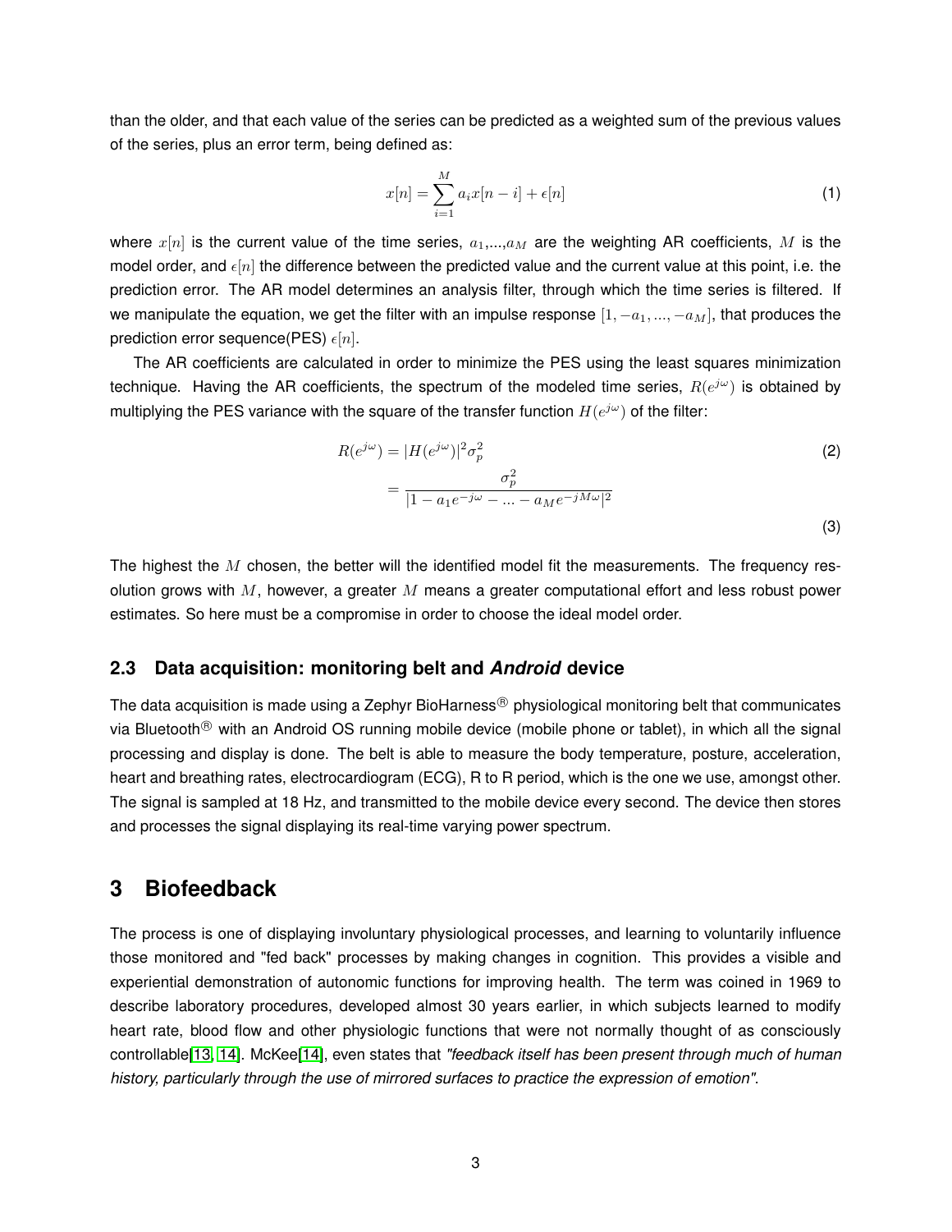than the older, and that each value of the series can be predicted as a weighted sum of the previous values of the series, plus an error term, being defined as:

$$x[n] = \sum_{i=1}^{M} a_i x[n-i] + \epsilon[n] \tag{1}$$

where $x[n]$ is the current value of the time series, $a_1$,...,$a_M$ are the weighting AR coefficients, $M$ is the model order, and $\epsilon[n]$ the difference between the predicted value and the current value at this point, i.e. the prediction error. The AR model determines an analysis filter, through which the time series is filtered. If we manipulate the equation, we get the filter with an impulse response $[1, -a_1, ..., -a_M]$, that produces the prediction error sequence(PES) $\epsilon[n]$.

The AR coefficients are calculated in order to minimize the PES using the least squares minimization technique. Having the AR coefficients, the spectrum of the modeled time series, $R(e^{j\omega})$ is obtained by multiplying the PES variance with the square of the transfer function $H(e^{j\omega})$ of the filter:

$$R(e^{j\omega}) = |H(e^{j\omega})|^2 \sigma_p^2 \tag{2}$$

$$= \frac{\sigma_p^2}{|1 - a_1 e^{-j\omega} - ... - a_M e^{-jM\omega}|^2} \tag{3}$$

The highest the $M$ chosen, the better will the identified model fit the measurements. The frequency resolution grows with $M$, however, a greater $M$ means a greater computational effort and less robust power estimates. So here must be a compromise in order to choose the ideal model order.

### 2.3 Data acquisition: monitoring belt and *Android* device

The data acquisition is made using a Zephyr BioHarness® physiological monitoring belt that communicates via Bluetooth® with an Android OS running mobile device (mobile phone or tablet), in which all the signal processing and display is done. The belt is able to measure the body temperature, posture, acceleration, heart and breathing rates, electrocardiogram (ECG), R to R period, which is the one we use, amongst other. The signal is sampled at 18 Hz, and transmitted to the mobile device every second. The device then stores and processes the signal displaying its real-time varying power spectrum.

## 3 Biofeedback

The process is one of displaying involuntary physiological processes, and learning to voluntarily influence those monitored and "fed back" processes by making changes in cognition. This provides a visible and experiential demonstration of autonomic functions for improving health. The term was coined in 1969 to describe laboratory procedures, developed almost 30 years earlier, in which subjects learned to modify heart rate, blood flow and other physiologic functions that were not normally thought of as consciously controllable[13, 14]. McKee[14], even states that *"feedback itself has been present through much of human history, particularly through the use of mirrored surfaces to practice the expression of emotion".*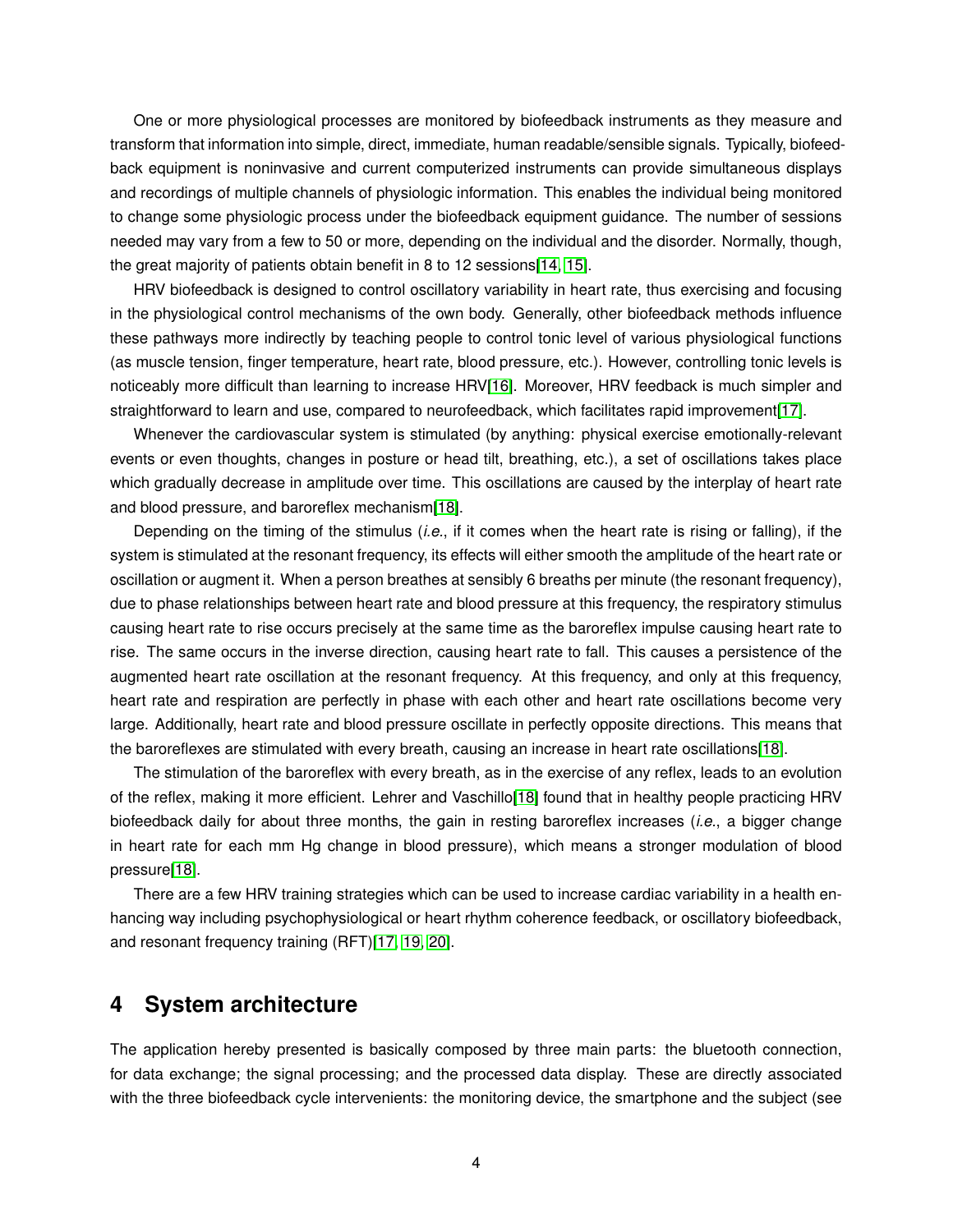One or more physiological processes are monitored by biofeedback instruments as they measure and transform that information into simple, direct, immediate, human readable/sensible signals. Typically, biofeedback equipment is noninvasive and current computerized instruments can provide simultaneous displays and recordings of multiple channels of physiologic information. This enables the individual being monitored to change some physiologic process under the biofeedback equipment guidance. The number of sessions needed may vary from a few to 50 or more, depending on the individual and the disorder. Normally, though, the great majority of patients obtain benefit in 8 to 12 sessions[14, 15].

HRV biofeedback is designed to control oscillatory variability in heart rate, thus exercising and focusing in the physiological control mechanisms of the own body. Generally, other biofeedback methods influence these pathways more indirectly by teaching people to control tonic level of various physiological functions (as muscle tension, finger temperature, heart rate, blood pressure, etc.). However, controlling tonic levels is noticeably more difficult than learning to increase HRV[16]. Moreover, HRV feedback is much simpler and straightforward to learn and use, compared to neurofeedback, which facilitates rapid improvement[17].

Whenever the cardiovascular system is stimulated (by anything: physical exercise emotionally-relevant events or even thoughts, changes in posture or head tilt, breathing, etc.), a set of oscillations takes place which gradually decrease in amplitude over time. This oscillations are caused by the interplay of heart rate and blood pressure, and baroreflex mechanism[18].

Depending on the timing of the stimulus (*i.e.*, if it comes when the heart rate is rising or falling), if the system is stimulated at the resonant frequency, its effects will either smooth the amplitude of the heart rate or oscillation or augment it. When a person breathes at sensibly 6 breaths per minute (the resonant frequency), due to phase relationships between heart rate and blood pressure at this frequency, the respiratory stimulus causing heart rate to rise occurs precisely at the same time as the baroreflex impulse causing heart rate to rise. The same occurs in the inverse direction, causing heart rate to fall. This causes a persistence of the augmented heart rate oscillation at the resonant frequency. At this frequency, and only at this frequency, heart rate and respiration are perfectly in phase with each other and heart rate oscillations become very large. Additionally, heart rate and blood pressure oscillate in perfectly opposite directions. This means that the baroreflexes are stimulated with every breath, causing an increase in heart rate oscillations[18].

The stimulation of the baroreflex with every breath, as in the exercise of any reflex, leads to an evolution of the reflex, making it more efficient. Lehrer and Vaschillo[18] found that in healthy people practicing HRV biofeedback daily for about three months, the gain in resting baroreflex increases (*i.e.*, a bigger change in heart rate for each mm Hg change in blood pressure), which means a stronger modulation of blood pressure[18].

There are a few HRV training strategies which can be used to increase cardiac variability in a health enhancing way including psychophysiological or heart rhythm coherence feedback, or oscillatory biofeedback, and resonant frequency training (RFT)[17, 19, 20].

# 4 System architecture

The application hereby presented is basically composed by three main parts: the bluetooth connection, for data exchange; the signal processing; and the processed data display. These are directly associated with the three biofeedback cycle intervenients: the monitoring device, the smartphone and the subject (see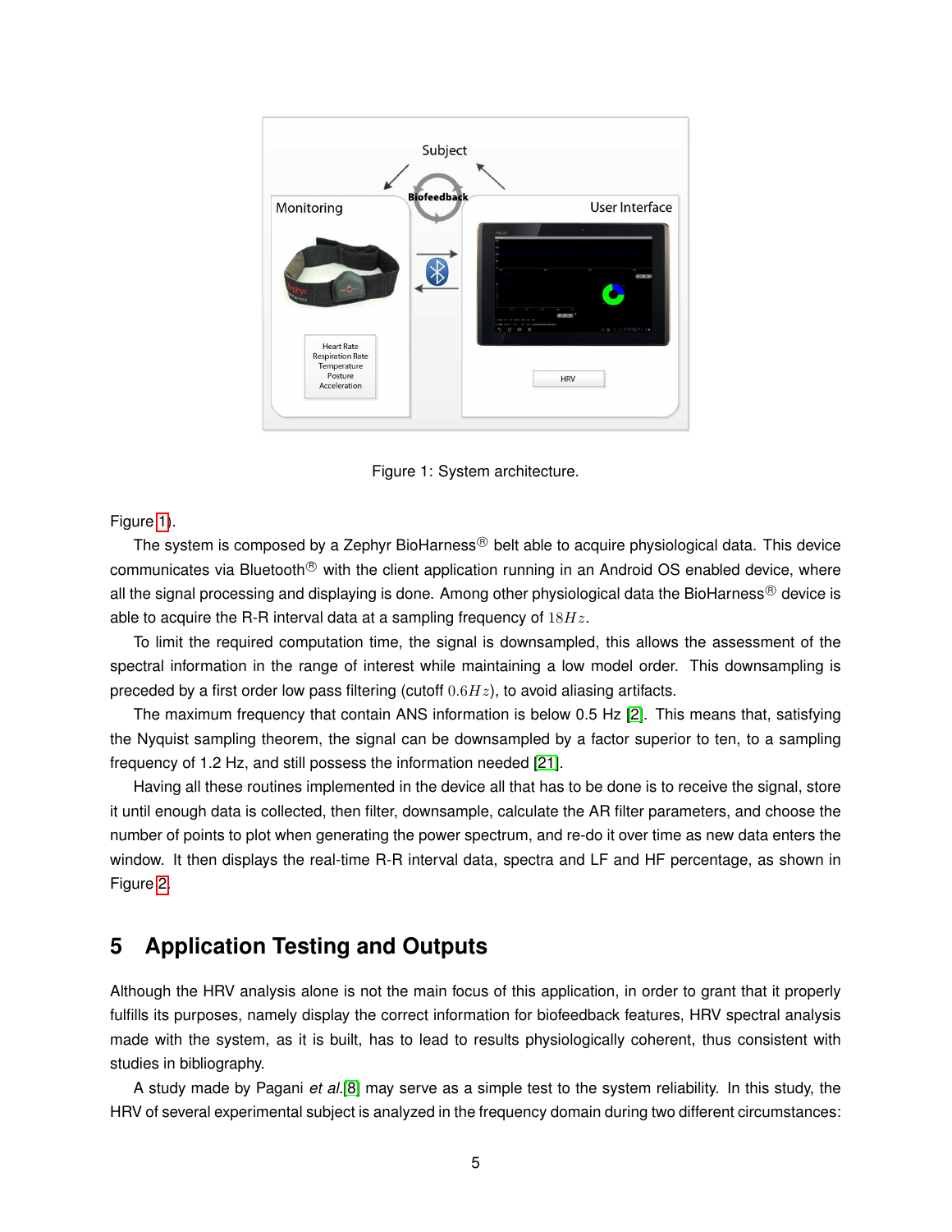Figure 1: System architecture.

Figure 1).

The system is composed by a Zephyr BioHarness® belt able to acquire physiological data. This device communicates via Bluetooth® with the client application running in an Android OS enabled device, where all the signal processing and displaying is done. Among other physiological data the BioHarness® device is able to acquire the R-R interval data at a sampling frequency of $18Hz$.

To limit the required computation time, the signal is downsampled, this allows the assessment of the spectral information in the range of interest while maintaining a low model order. This downsampling is preceded by a first order low pass filtering (cutoff $0.6Hz$), to avoid aliasing artifacts.

The maximum frequency that contain ANS information is below 0.5 Hz [2]. This means that, satisfying the Nyquist sampling theorem, the signal can be downsampled by a factor superior to ten, to a sampling frequency of 1.2 Hz, and still possess the information needed [21].

Having all these routines implemented in the device all that has to be done is to receive the signal, store it until enough data is collected, then filter, downsample, calculate the AR filter parameters, and choose the number of points to plot when generating the power spectrum, and re-do it over time as new data enters the window. It then displays the real-time R-R interval data, spectra and LF and HF percentage, as shown in Figure 2.

## 5 Application Testing and Outputs

Although the HRV analysis alone is not the main focus of this application, in order to grant that it properly fulfills its purposes, namely display the correct information for biofeedback features, HRV spectral analysis made with the system, as it is built, has to lead to results physiologically coherent, thus consistent with studies in bibliography.

A study made by Pagani *et al.*[8] may serve as a simple test to the system reliability. In this study, the HRV of several experimental subject is analyzed in the frequency domain during two different circumstances: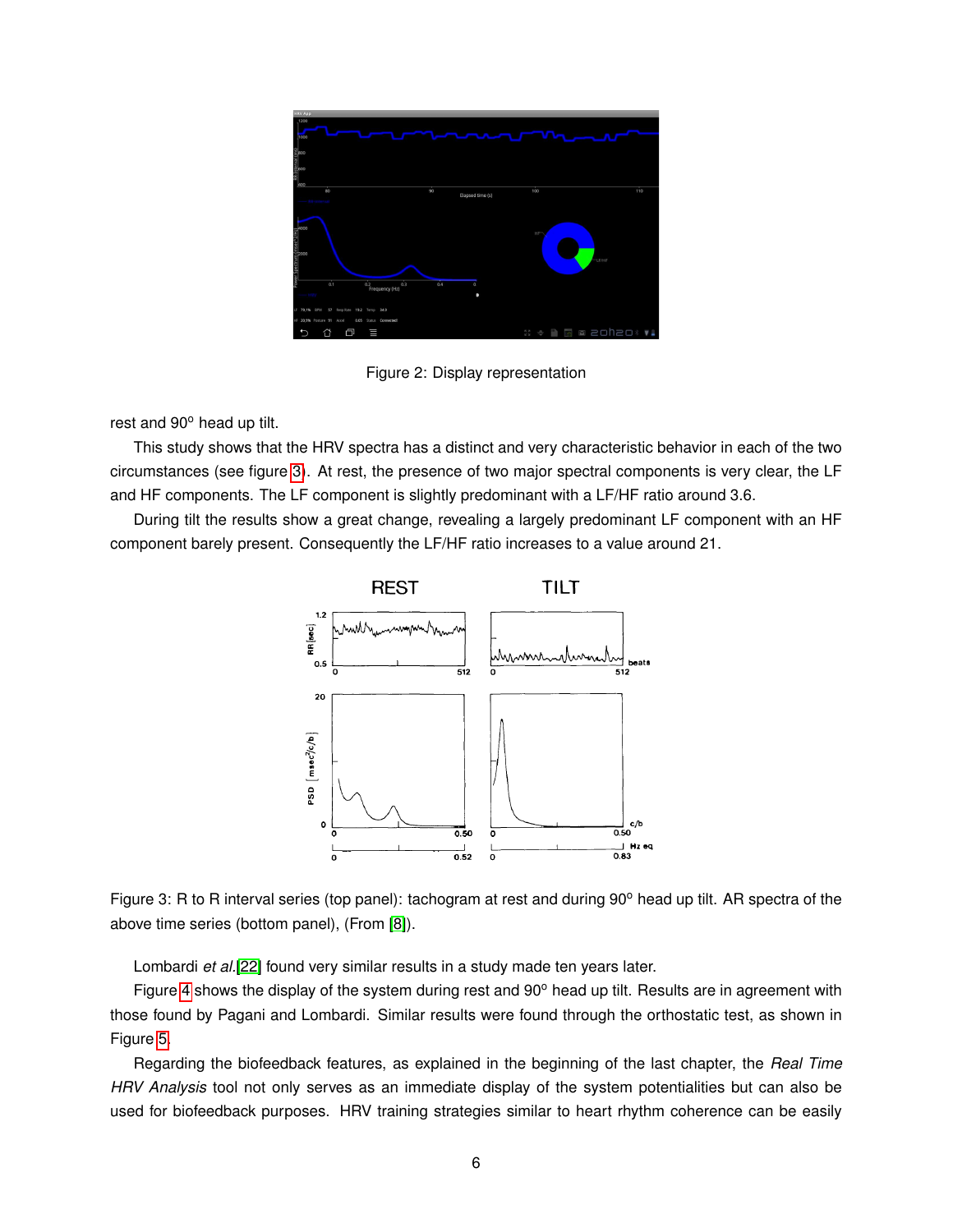Figure 2: Display representation

rest and 90$^{o}$ head up tilt.

This study shows that the HRV spectra has a distinct and very characteristic behavior in each of the two circumstances (see figure 3). At rest, the presence of two major spectral components is very clear, the LF and HF components. The LF component is slightly predominant with a LF/HF ratio around 3.6.

During tilt the results show a great change, revealing a largely predominant LF component with an HF component barely present. Consequently the LF/HF ratio increases to a value around 21.

Figure 3: R to R interval series (top panel): tachogram at rest and during 90$^{o}$ head up tilt. AR spectra of the above time series (bottom panel), (From [8]).

Lombardi *et al.*[22] found very similar results in a study made ten years later.

Figure 4 shows the display of the system during rest and 90$^{o}$ head up tilt. Results are in agreement with those found by Pagani and Lombardi. Similar results were found through the orthostatic test, as shown in Figure 5.

Regarding the biofeedback features, as explained in the beginning of the last chapter, the *Real Time HRV Analysis* tool not only serves as an immediate display of the system potentialities but can also be used for biofeedback purposes. HRV training strategies similar to heart rhythm coherence can be easily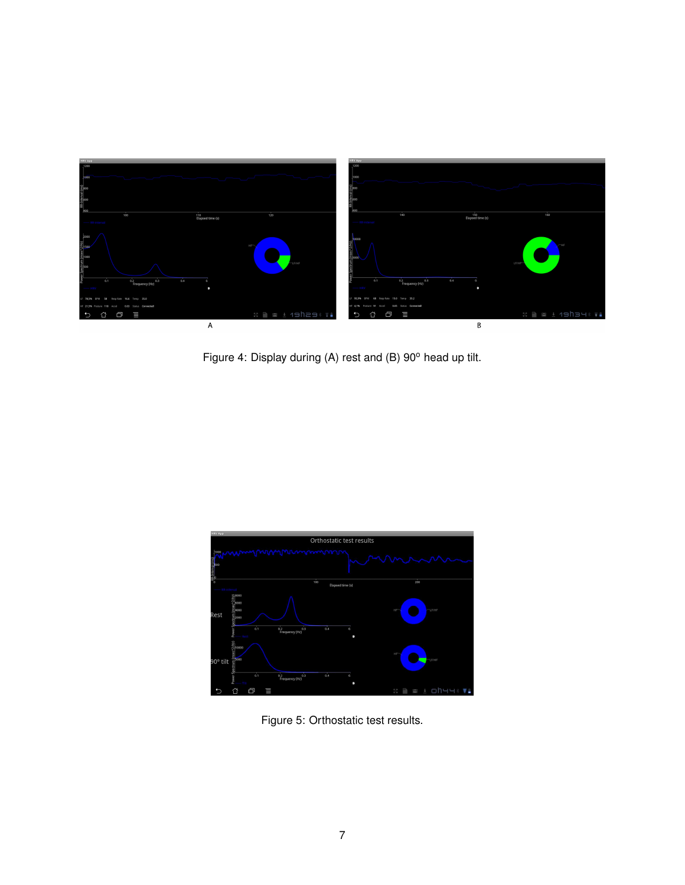Figure 4: Display during (A) rest and (B) 90$^o$ head up tilt.

Figure 5: Orthostatic test results.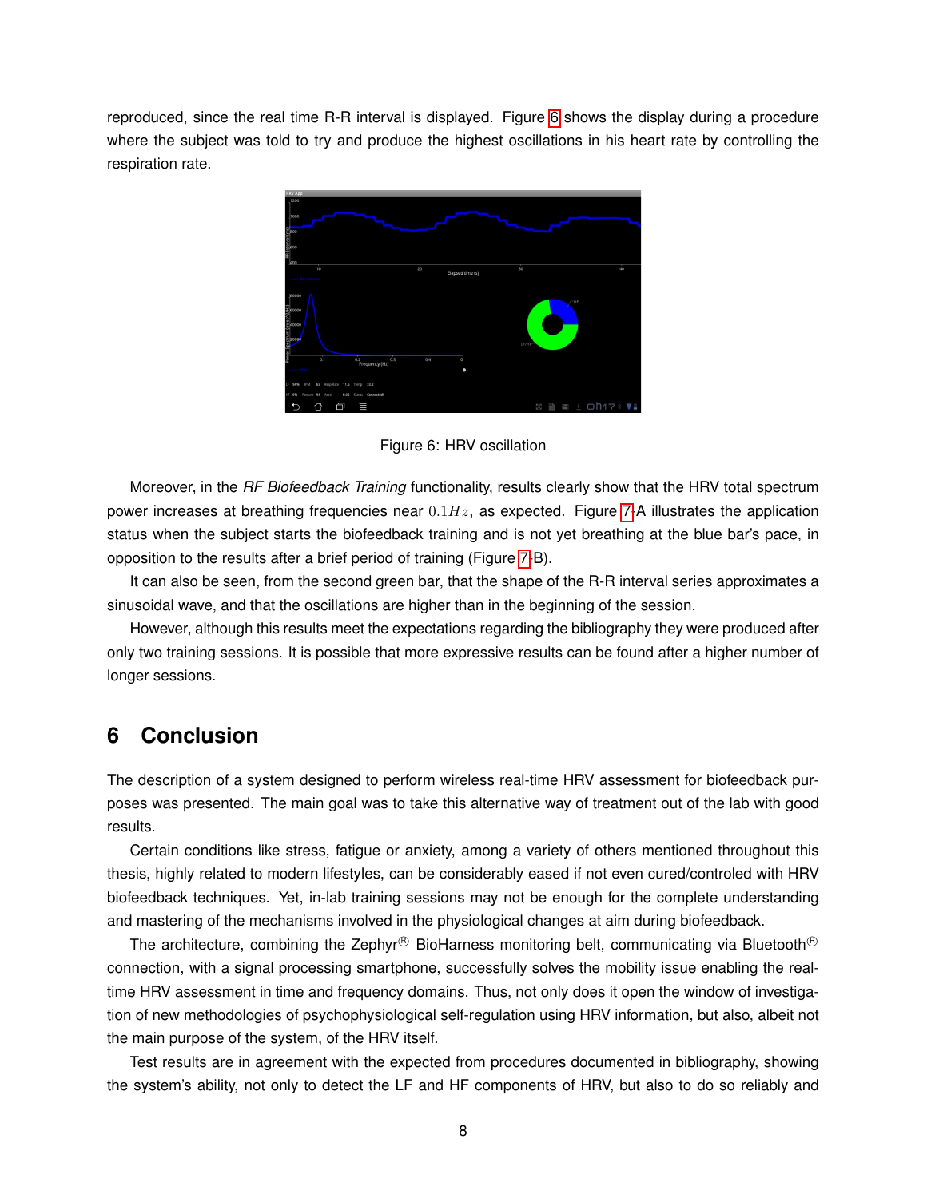reproduced, since the real time R-R interval is displayed. Figure 6 shows the display during a procedure where the subject was told to try and produce the highest oscillations in his heart rate by controlling the respiration rate.

Figure 6: HRV oscillation

Moreover, in the *RF Biofeedback Training* functionality, results clearly show that the HRV total spectrum power increases at breathing frequencies near $0.1Hz$, as expected. Figure 7-A illustrates the application status when the subject starts the biofeedback training and is not yet breathing at the blue bar's pace, in opposition to the results after a brief period of training (Figure 7-B).

It can also be seen, from the second green bar, that the shape of the R-R interval series approximates a sinusoidal wave, and that the oscillations are higher than in the beginning of the session.

However, although this results meet the expectations regarding the bibliography they were produced after only two training sessions. It is possible that more expressive results can be found after a higher number of longer sessions.

## 6 Conclusion

The description of a system designed to perform wireless real-time HRV assessment for biofeedback purposes was presented. The main goal was to take this alternative way of treatment out of the lab with good results.

Certain conditions like stress, fatigue or anxiety, among a variety of others mentioned throughout this thesis, highly related to modern lifestyles, can be considerably eased if not even cured/controled with HRV biofeedback techniques. Yet, in-lab training sessions may not be enough for the complete understanding and mastering of the mechanisms involved in the physiological changes at aim during biofeedback.

The architecture, combining the Zephyr® BioHarness monitoring belt, communicating via Bluetooth® connection, with a signal processing smartphone, successfully solves the mobility issue enabling the real-time HRV assessment in time and frequency domains. Thus, not only does it open the window of investigation of new methodologies of psychophysiological self-regulation using HRV information, but also, albeit not the main purpose of the system, of the HRV itself.

Test results are in agreement with the expected from procedures documented in bibliography, showing the system's ability, not only to detect the LF and HF components of HRV, but also to do so reliably and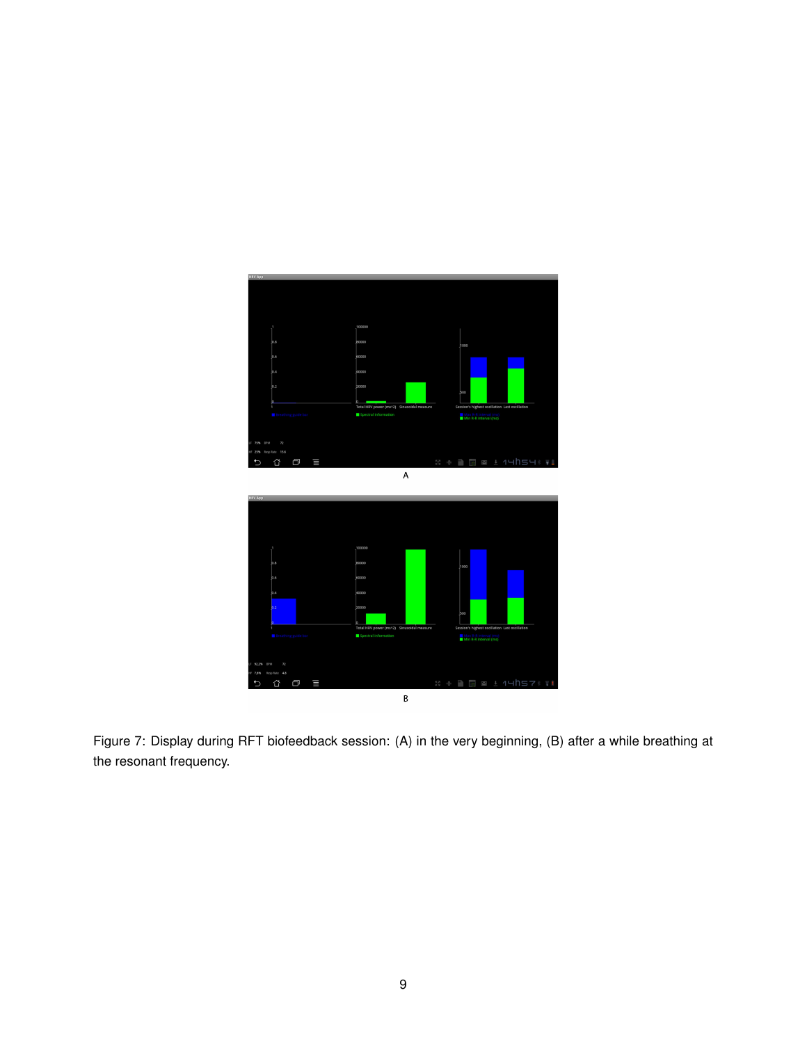Figure 7: Display during RFT biofeedback session: (A) in the very beginning, (B) after a while breathing at the resonant frequency.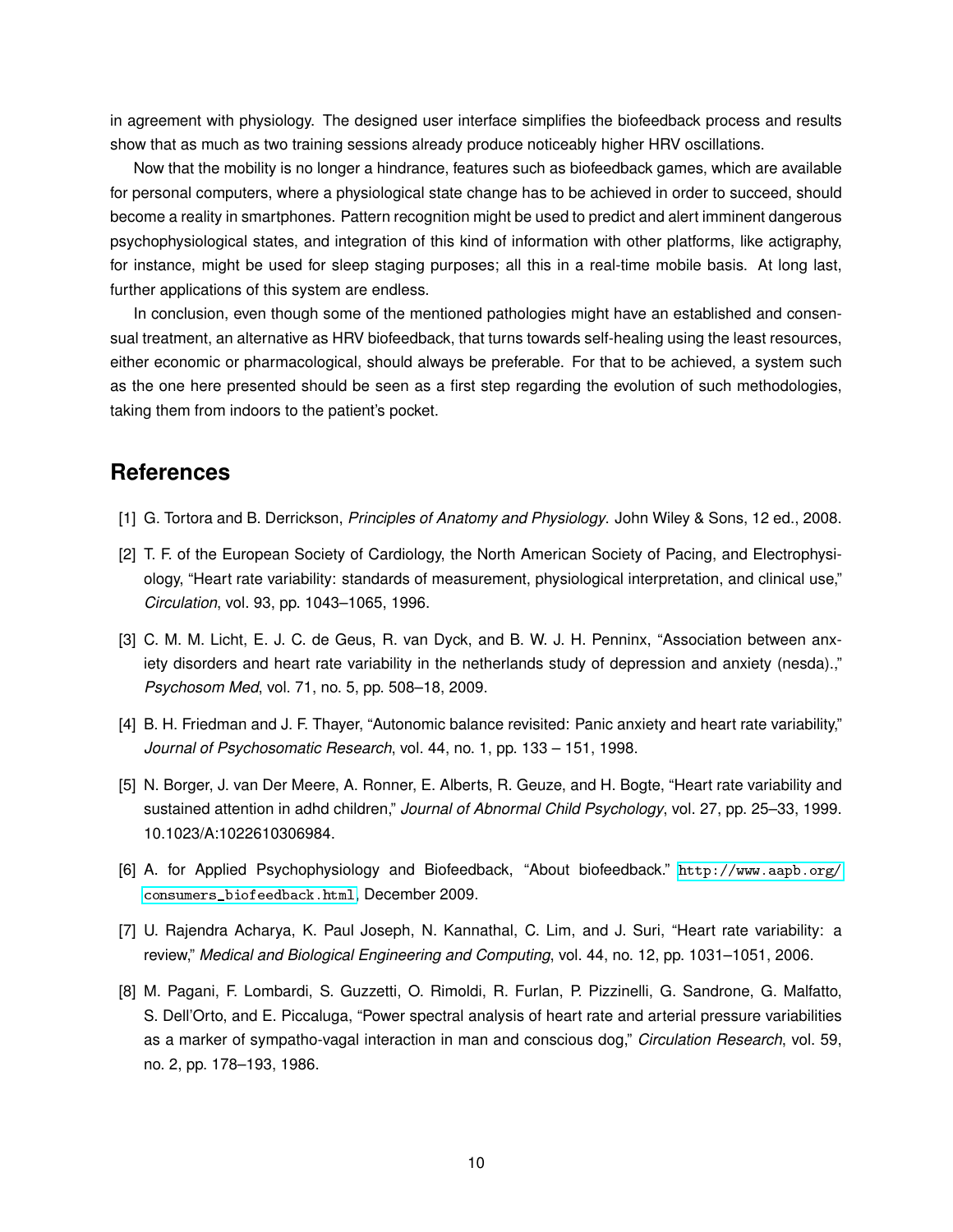in agreement with physiology. The designed user interface simplifies the biofeedback process and results show that as much as two training sessions already produce noticeably higher HRV oscillations.

Now that the mobility is no longer a hindrance, features such as biofeedback games, which are available for personal computers, where a physiological state change has to be achieved in order to succeed, should become a reality in smartphones. Pattern recognition might be used to predict and alert imminent dangerous psychophysiological states, and integration of this kind of information with other platforms, like actigraphy, for instance, might be used for sleep staging purposes; all this in a real-time mobile basis. At long last, further applications of this system are endless.

In conclusion, even though some of the mentioned pathologies might have an established and consensual treatment, an alternative as HRV biofeedback, that turns towards self-healing using the least resources, either economic or pharmacological, should always be preferable. For that to be achieved, a system such as the one here presented should be seen as a first step regarding the evolution of such methodologies, taking them from indoors to the patient's pocket.

## References

[1] G. Tortora and B. Derrickson, *Principles of Anatomy and Physiology*. John Wiley & Sons, 12 ed., 2008.

[2] T. F. of the European Society of Cardiology, the North American Society of Pacing, and Electrophysiology, "Heart rate variability: standards of measurement, physiological interpretation, and clinical use," *Circulation*, vol. 93, pp. 1043–1065, 1996.

[3] C. M. M. Licht, E. J. C. de Geus, R. van Dyck, and B. W. J. H. Penninx, "Association between anxiety disorders and heart rate variability in the netherlands study of depression and anxiety (nesda).," *Psychosom Med*, vol. 71, no. 5, pp. 508–18, 2009.

[4] B. H. Friedman and J. F. Thayer, "Autonomic balance revisited: Panic anxiety and heart rate variability," *Journal of Psychosomatic Research*, vol. 44, no. 1, pp. 133 – 151, 1998.

[5] N. Borger, J. van Der Meere, A. Ronner, E. Alberts, R. Geuze, and H. Bogte, "Heart rate variability and sustained attention in adhd children," *Journal of Abnormal Child Psychology*, vol. 27, pp. 25–33, 1999. 10.1023/A:1022610306984.

[6] A. for Applied Psychophysiology and Biofeedback, "About biofeedback." http://www.aapb.org/consumers_biofeedback.html, December 2009.

[7] U. Rajendra Acharya, K. Paul Joseph, N. Kannathal, C. Lim, and J. Suri, "Heart rate variability: a review," *Medical and Biological Engineering and Computing*, vol. 44, no. 12, pp. 1031–1051, 2006.

[8] M. Pagani, F. Lombardi, S. Guzzetti, O. Rimoldi, R. Furlan, P. Pizzinelli, G. Sandrone, G. Malfatto, S. Dell'Orto, and E. Piccaluga, "Power spectral analysis of heart rate and arterial pressure variabilities as a marker of sympatho-vagal interaction in man and conscious dog," *Circulation Research*, vol. 59, no. 2, pp. 178–193, 1986.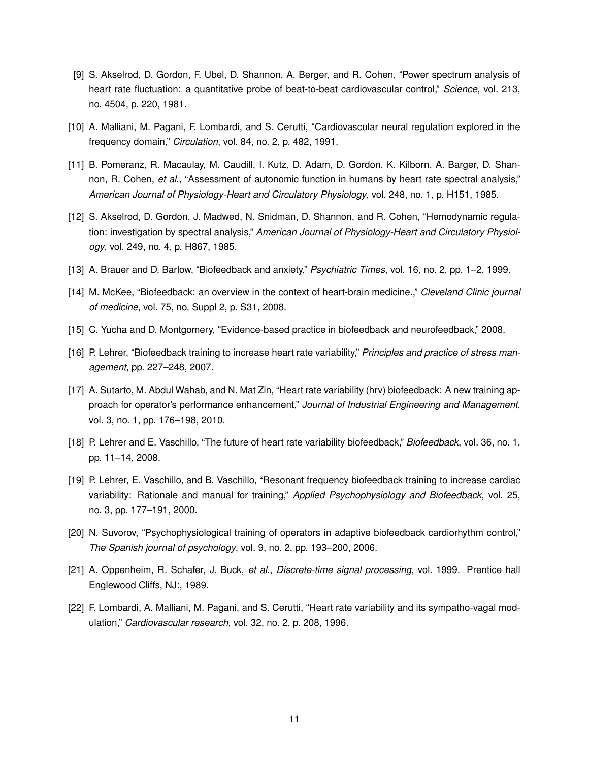[9] S. Akselrod, D. Gordon, F. Ubel, D. Shannon, A. Berger, and R. Cohen, "Power spectrum analysis of heart rate fluctuation: a quantitative probe of beat-to-beat cardiovascular control," *Science*, vol. 213, no. 4504, p. 220, 1981.

[10] A. Malliani, M. Pagani, F. Lombardi, and S. Cerutti, "Cardiovascular neural regulation explored in the frequency domain," *Circulation*, vol. 84, no. 2, p. 482, 1991.

[11] B. Pomeranz, R. Macaulay, M. Caudill, I. Kutz, D. Adam, D. Gordon, K. Kilborn, A. Barger, D. Shannon, R. Cohen, *et al.*, "Assessment of autonomic function in humans by heart rate spectral analysis," *American Journal of Physiology-Heart and Circulatory Physiology*, vol. 248, no. 1, p. H151, 1985.

[12] S. Akselrod, D. Gordon, J. Madwed, N. Snidman, D. Shannon, and R. Cohen, "Hemodynamic regulation: investigation by spectral analysis," *American Journal of Physiology-Heart and Circulatory Physiology*, vol. 249, no. 4, p. H867, 1985.

[13] A. Brauer and D. Barlow, "Biofeedback and anxiety," *Psychiatric Times*, vol. 16, no. 2, pp. 1–2, 1999.

[14] M. McKee, "Biofeedback: an overview in the context of heart-brain medicine.," *Cleveland Clinic journal of medicine*, vol. 75, no. Suppl 2, p. S31, 2008.

[15] C. Yucha and D. Montgomery, "Evidence-based practice in biofeedback and neurofeedback," 2008.

[16] P. Lehrer, "Biofeedback training to increase heart rate variability," *Principles and practice of stress management*, pp. 227–248, 2007.

[17] A. Sutarto, M. Abdul Wahab, and N. Mat Zin, "Heart rate variability (hrv) biofeedback: A new training approach for operator's performance enhancement," *Journal of Industrial Engineering and Management*, vol. 3, no. 1, pp. 176–198, 2010.

[18] P. Lehrer and E. Vaschillo, "The future of heart rate variability biofeedback," *Biofeedback*, vol. 36, no. 1, pp. 11–14, 2008.

[19] P. Lehrer, E. Vaschillo, and B. Vaschillo, "Resonant frequency biofeedback training to increase cardiac variability: Rationale and manual for training," *Applied Psychophysiology and Biofeedback*, vol. 25, no. 3, pp. 177–191, 2000.

[20] N. Suvorov, "Psychophysiological training of operators in adaptive biofeedback cardiorhythm control," *The Spanish journal of psychology*, vol. 9, no. 2, pp. 193–200, 2006.

[21] A. Oppenheim, R. Schafer, J. Buck, *et al.*, *Discrete-time signal processing*, vol. 1999. Prentice hall Englewood Cliffs, NJ:, 1989.

[22] F. Lombardi, A. Malliani, M. Pagani, and S. Cerutti, "Heart rate variability and its sympatho-vagal modulation," *Cardiovascular research*, vol. 32, no. 2, p. 208, 1996.